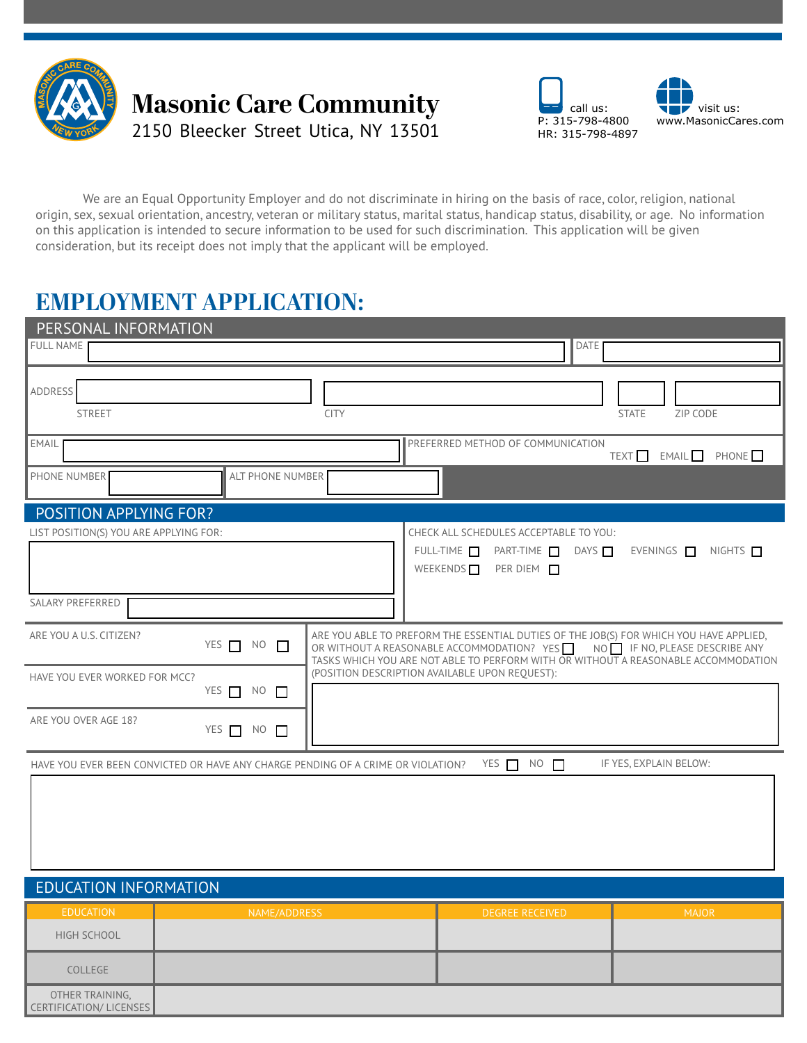# Masonic Care Community

2150 Bleecker Street Utica, NY 13501

call us:
P: 315-798-4800
HR: 315-798-4897

visit us:
www.MasonicCares.com

We are an Equal Opportunity Employer and do not discriminate in hiring on the basis of race, color, religion, national origin, sex, sexual orientation, ancestry, veteran or military status, marital status, handicap status, disability, or age. No information on this application is intended to secure information to be used for such discrimination. This application will be given consideration, but its receipt does not imply that the applicant will be employed.

## EMPLOYMENT APPLICATION:

### PERSONAL INFORMATION

FULL NAME ______________________ DATE __________

ADDRESS
STREET ______________ CITY ______________ STATE ______ ZIP CODE ______

EMAIL ______________________

PREFERRED METHOD OF COMMUNICATION: TEXT ☐ EMAIL ☐ PHONE ☐

PHONE NUMBER ______________ ALT PHONE NUMBER ______________

### POSITION APPLYING FOR?

LIST POSITION(S) YOU ARE APPLYING FOR: ______________________

SALARY PREFERRED ______________

CHECK ALL SCHEDULES ACCEPTABLE TO YOU:
FULL-TIME ☐ PART-TIME ☐ DAYS ☐ EVENINGS ☐ NIGHTS ☐
WEEKENDS ☐ PER DIEM ☐

ARE YOU A U.S. CITIZEN? YES ☐ NO ☐

HAVE YOU EVER WORKED FOR MCC? YES ☐ NO ☐

ARE YOU OVER AGE 18? YES ☐ NO ☐

ARE YOU ABLE TO PREFORM THE ESSENTIAL DUTIES OF THE JOB(S) FOR WHICH YOU HAVE APPLIED, OR WITHOUT A REASONABLE ACCOMMODATION? YES ☐ NO ☐ IF NO, PLEASE DESCRIBE ANY TASKS WHICH YOU ARE NOT ABLE TO PERFORM WITH OR WITHOUT A REASONABLE ACCOMMODATION (POSITION DESCRIPTION AVAILABLE UPON REQUEST):

HAVE YOU EVER BEEN CONVICTED OR HAVE ANY CHARGE PENDING OF A CRIME OR VIOLATION? YES ☐ NO ☐ IF YES, EXPLAIN BELOW:

### EDUCATION INFORMATION

| EDUCATION | NAME/ADDRESS | DEGREE RECEIVED | MAJOR |
|---|---|---|---|
| HIGH SCHOOL | | | |
| COLLEGE | | | |
| OTHER TRAINING, CERTIFICATION/ LICENSES | | | |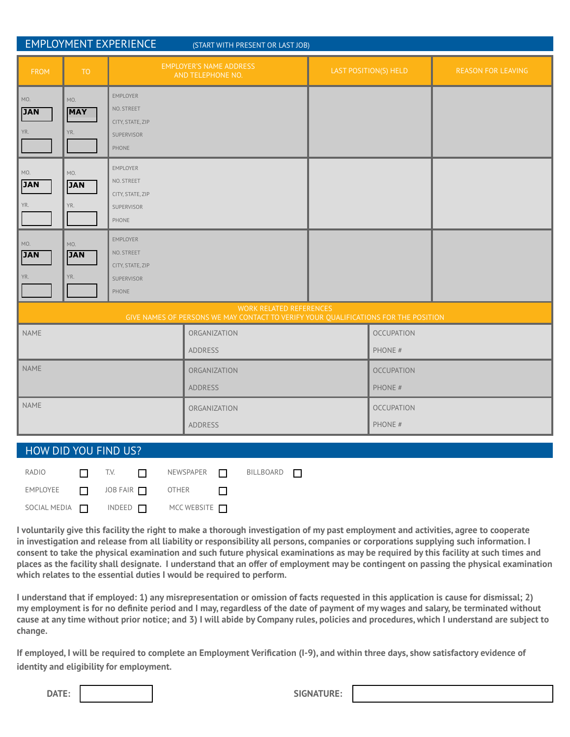## EMPLOYMENT EXPERIENCE (START WITH PRESENT OR LAST JOB)

| FROM | TO | EMPLOYER'S NAME ADDRESS AND TELEPHONE NO. | LAST POSITION(S) HELD | REASON FOR LEAVING |
|---|---|---|---|---|
| MO. JAN<br>YR. | MO. MAY<br>YR. | EMPLOYER<br>NO. STREET<br>CITY, STATE, ZIP<br>SUPERVISOR<br>PHONE | | |
| MO. JAN<br>YR. | MO. JAN<br>YR. | EMPLOYER<br>NO. STREET<br>CITY, STATE, ZIP<br>SUPERVISOR<br>PHONE | | |
| MO. JAN<br>YR. | MO. JAN<br>YR. | EMPLOYER<br>NO. STREET<br>CITY, STATE, ZIP<br>SUPERVISOR<br>PHONE | | |

### WORK RELATED REFERENCES
GIVE NAMES OF PERSONS WE MAY CONTACT TO VERIFY YOUR QUALIFICATIONS FOR THE POSITION

| NAME | ORGANIZATION<br>ADDRESS | OCCUPATION<br>PHONE # |
|---|---|---|
| NAME | ORGANIZATION<br>ADDRESS | OCCUPATION<br>PHONE # |
| NAME | ORGANIZATION<br>ADDRESS | OCCUPATION<br>PHONE # |

## HOW DID YOU FIND US?

RADIO ☐ T.V. ☐ NEWSPAPER ☐ BILLBOARD ☐

EMPLOYEE ☐ JOB FAIR ☐ OTHER ☐

SOCIAL MEDIA ☐ INDEED ☐ MCC WEBSITE ☐

**I voluntarily give this facility the right to make a thorough investigation of my past employment and activities, agree to cooperate in investigation and release from all liability or responsibility all persons, companies or corporations supplying such information. I consent to take the physical examination and such future physical examinations as may be required by this facility at such times and places as the facility shall designate. I understand that an offer of employment may be contingent on passing the physical examination which relates to the essential duties I would be required to perform.**

**I understand that if employed: 1) any misrepresentation or omission of facts requested in this application is cause for dismissal; 2) my employment is for no definite period and I may, regardless of the date of payment of my wages and salary, be terminated without cause at any time without prior notice; and 3) I will abide by Company rules, policies and procedures, which I understand are subject to change.**

**If employed, I will be required to complete an Employment Verification (I-9), and within three days, show satisfactory evidence of identity and eligibility for employment.**

**DATE:** ______________ **SIGNATURE:** ______________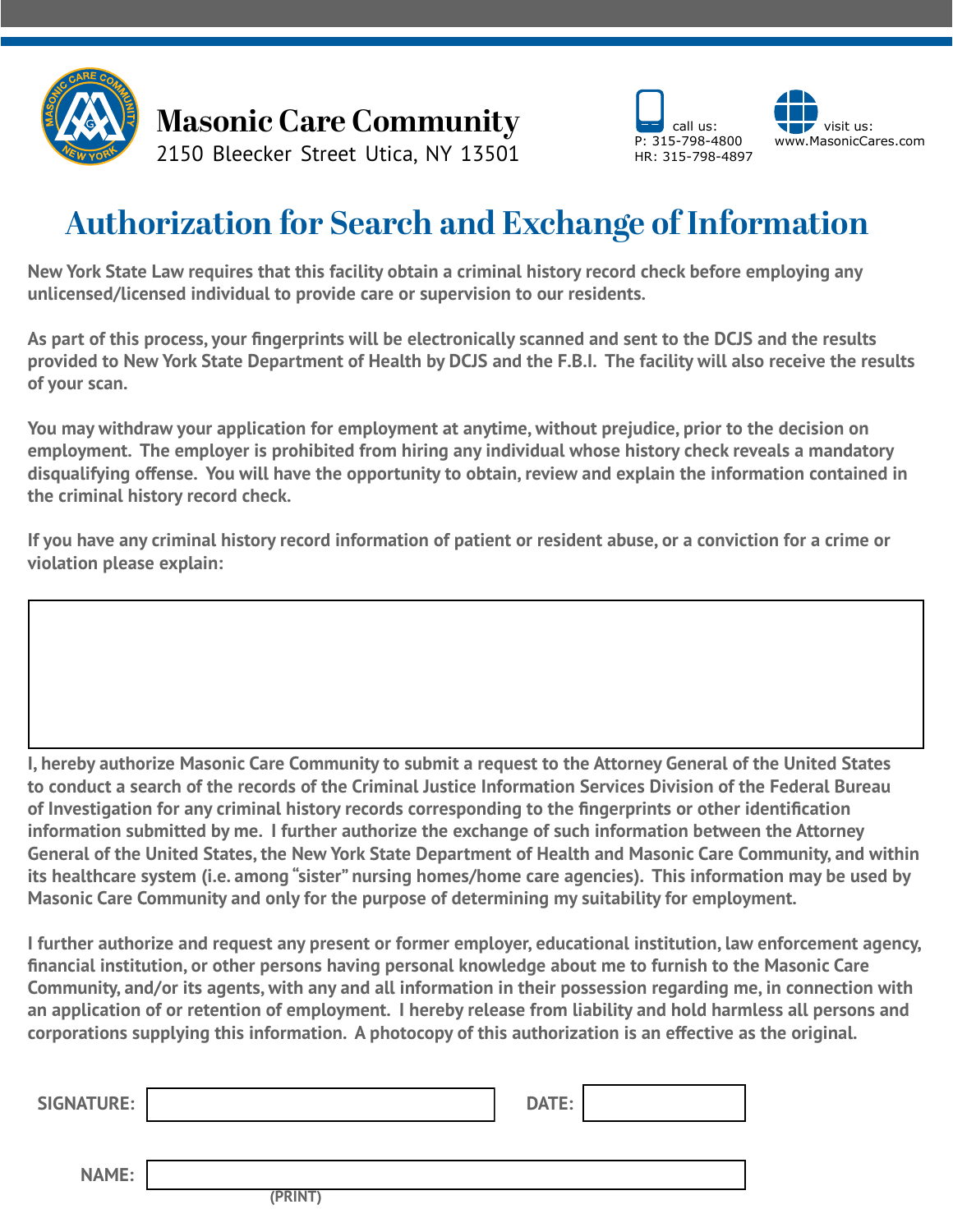# Masonic Care Community

2150 Bleecker Street Utica, NY 13501

call us:
P: 315-798-4800
HR: 315-798-4897

visit us:
www.MasonicCares.com

## Authorization for Search and Exchange of Information

**New York State Law requires that this facility obtain a criminal history record check before employing any unlicensed/licensed individual to provide care or supervision to our residents.**

**As part of this process, your fingerprints will be electronically scanned and sent to the DCJS and the results provided to New York State Department of Health by DCJS and the F.B.I. The facility will also receive the results of your scan.**

**You may withdraw your application for employment at anytime, without prejudice, prior to the decision on employment. The employer is prohibited from hiring any individual whose history check reveals a mandatory disqualifying offense. You will have the opportunity to obtain, review and explain the information contained in the criminal history record check.**

**If you have any criminal history record information of patient or resident abuse, or a conviction for a crime or violation please explain:**

**I, hereby authorize Masonic Care Community to submit a request to the Attorney General of the United States to conduct a search of the records of the Criminal Justice Information Services Division of the Federal Bureau of Investigation for any criminal history records corresponding to the fingerprints or other identification information submitted by me. I further authorize the exchange of such information between the Attorney General of the United States, the New York State Department of Health and Masonic Care Community, and within its healthcare system (i.e. among "sister" nursing homes/home care agencies). This information may be used by Masonic Care Community and only for the purpose of determining my suitability for employment.**

**I further authorize and request any present or former employer, educational institution, law enforcement agency, financial institution, or other persons having personal knowledge about me to furnish to the Masonic Care Community, and/or its agents, with any and all information in their possession regarding me, in connection with an application of or retention of employment. I hereby release from liability and hold harmless all persons and corporations supplying this information. A photocopy of this authorization is an effective as the original.**

**SIGNATURE:** ____________________ **DATE:** __________

**NAME:** ____________________
**(PRINT)**